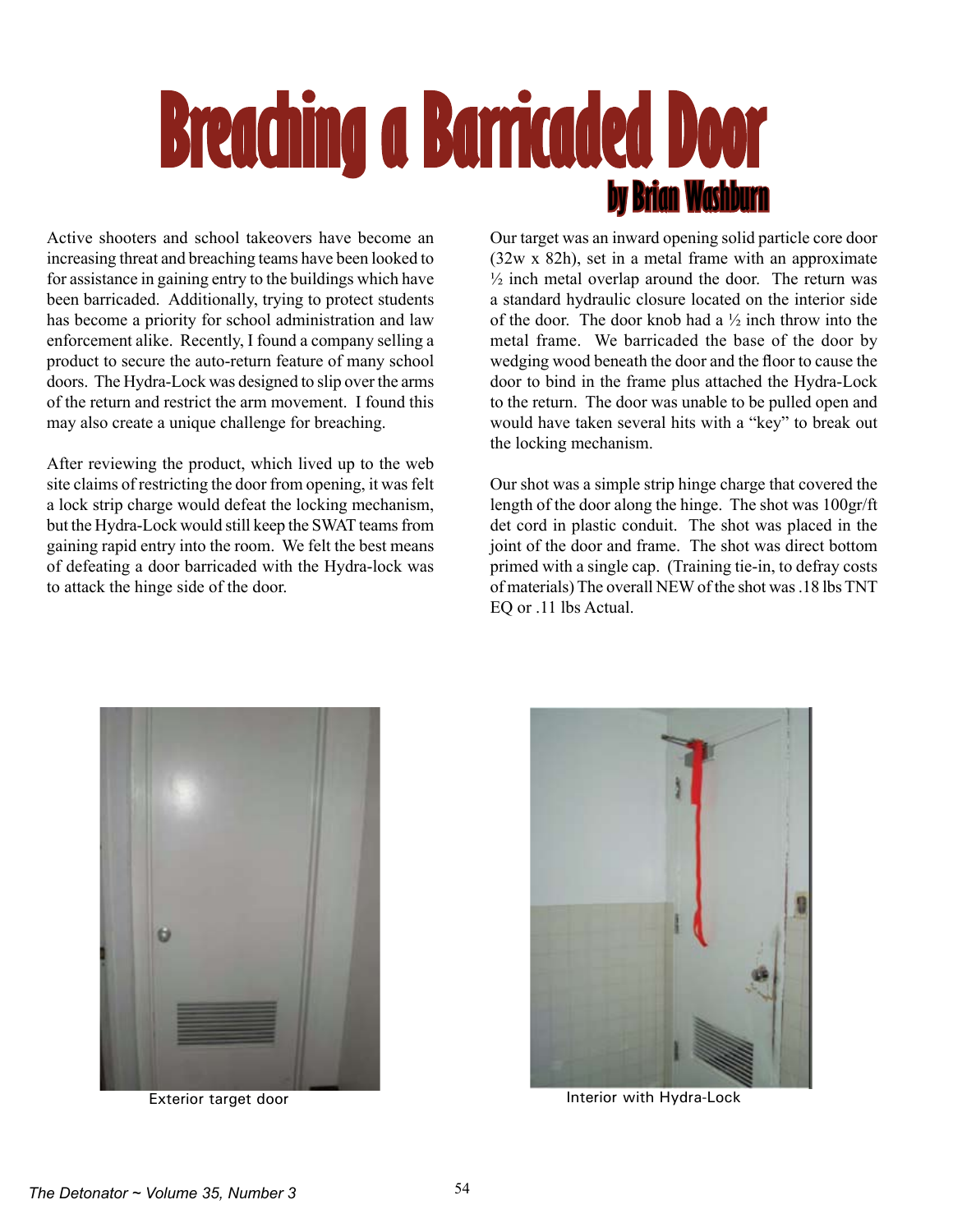# Breaching a Barricaded Door

**by Brian Washburn**

Active shooters and school takeovers have become an increasing threat and breaching teams have been looked to for assistance in gaining entry to the buildings which have been barricaded. Additionally, trying to protect students has become a priority for school administration and law enforcement alike. Recently, I found a company selling a product to secure the auto-return feature of many school doors. The Hydra-Lock was designed to slip over the arms of the return and restrict the arm movement. I found this may also create a unique challenge for breaching.

After reviewing the product, which lived up to the web site claims of restricting the door from opening, it was felt a lock strip charge would defeat the locking mechanism, but the Hydra-Lock would still keep the SWAT teams from gaining rapid entry into the room. We felt the best means of defeating a door barricaded with the Hydra-lock was to attack the hinge side of the door.

Our target was an inward opening solid particle core door (32w x 82h), set in a metal frame with an approximate ½ inch metal overlap around the door. The return was a standard hydraulic closure located on the interior side of the door. The door knob had a ½ inch throw into the metal frame. We barricaded the base of the door by wedging wood beneath the door and the floor to cause the door to bind in the frame plus attached the Hydra-Lock to the return. The door was unable to be pulled open and would have taken several hits with a "key" to break out the locking mechanism.

Our shot was a simple strip hinge charge that covered the length of the door along the hinge. The shot was 100gr/ft det cord in plastic conduit. The shot was placed in the joint of the door and frame. The shot was direct bottom primed with a single cap. (Training tie-in, to defray costs of materials) The overall NEW of the shot was .18 lbs TNT EQ or .11 lbs Actual.

Exterior target door

Interior with Hydra-Lock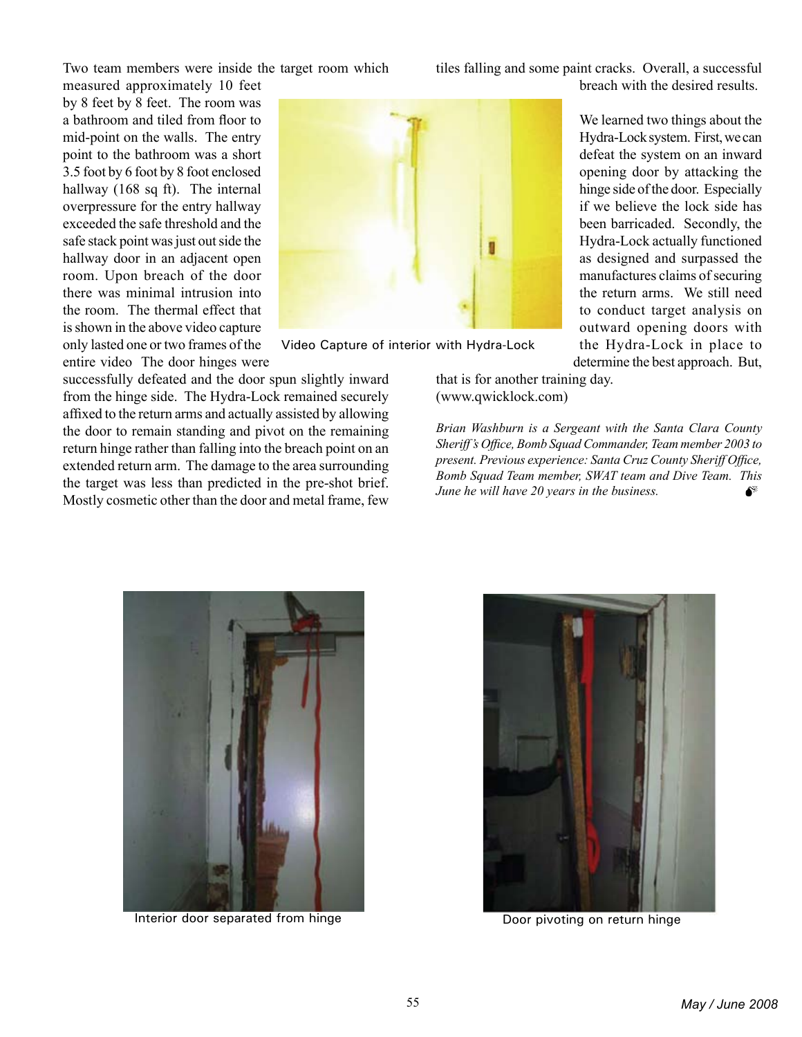Two team members were inside the target room which measured approximately 10 feet by 8 feet by 8 feet. The room was a bathroom and tiled from floor to mid-point on the walls. The entry point to the bathroom was a short 3.5 foot by 6 foot by 8 foot enclosed hallway (168 sq ft). The internal overpressure for the entry hallway exceeded the safe threshold and the safe stack point was just out side the hallway door in an adjacent open room. Upon breach of the door there was minimal intrusion into the room. The thermal effect that is shown in the above video capture only lasted one or two frames of the entire video The door hinges were successfully defeated and the door spun slightly inward from the hinge side. The Hydra-Lock remained securely affixed to the return arms and actually assisted by allowing the door to remain standing and pivot on the remaining return hinge rather than falling into the breach point on an extended return arm. The damage to the area surrounding the target was less than predicted in the pre-shot brief. Mostly cosmetic other than the door and metal frame, few tiles falling and some paint cracks. Overall, a successful breach with the desired results.

Video Capture of interior with Hydra-Lock

We learned two things about the Hydra-Lock system. First, we can defeat the system on an inward opening door by attacking the hinge side of the door. Especially if we believe the lock side has been barricaded. Secondly, the Hydra-Lock actually functioned as designed and surpassed the manufactures claims of securing the return arms. We still need to conduct target analysis on outward opening doors with the Hydra-Lock in place to determine the best approach. But, that is for another training day. (www.qwicklock.com)

*Brian Washburn is a Sergeant with the Santa Clara County Sheriff's Office, Bomb Squad Commander, Team member 2003 to present. Previous experience: Santa Cruz County Sheriff Office, Bomb Squad Team member, SWAT team and Dive Team. This June he will have 20 years in the business.*

Interior door separated from hinge

Door pivoting on return hinge